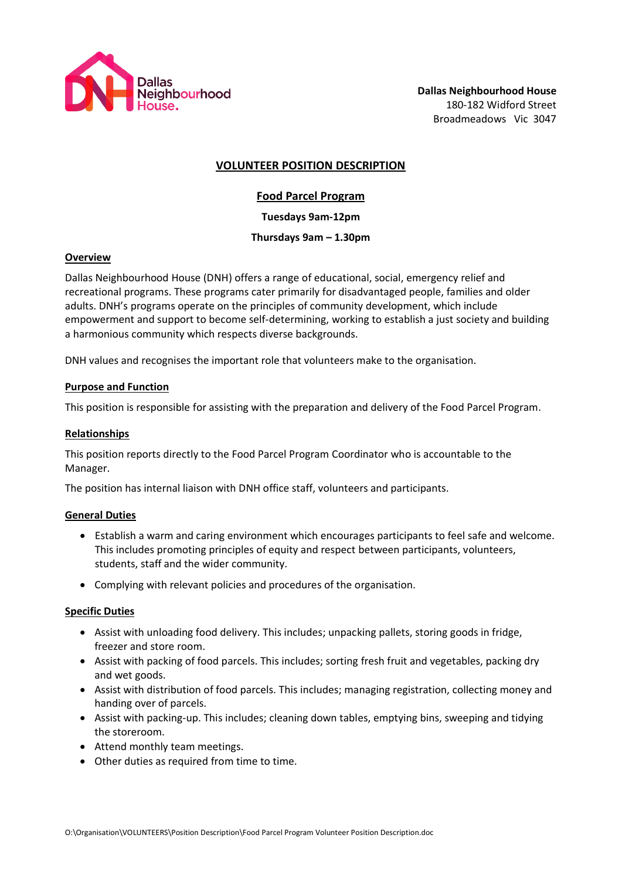Dallas Neighbourhood House.

**Dallas Neighbourhood House**
180-182 Widford Street
Broadmeadows Vic 3047

# VOLUNTEER POSITION DESCRIPTION

## Food Parcel Program

**Tuesdays 9am-12pm**

**Thursdays 9am – 1.30pm**

### Overview

Dallas Neighbourhood House (DNH) offers a range of educational, social, emergency relief and recreational programs. These programs cater primarily for disadvantaged people, families and older adults. DNH's programs operate on the principles of community development, which include empowerment and support to become self-determining, working to establish a just society and building a harmonious community which respects diverse backgrounds.

DNH values and recognises the important role that volunteers make to the organisation.

### Purpose and Function

This position is responsible for assisting with the preparation and delivery of the Food Parcel Program.

### Relationships

This position reports directly to the Food Parcel Program Coordinator who is accountable to the Manager.

The position has internal liaison with DNH office staff, volunteers and participants.

### General Duties

- Establish a warm and caring environment which encourages participants to feel safe and welcome. This includes promoting principles of equity and respect between participants, volunteers, students, staff and the wider community.
- Complying with relevant policies and procedures of the organisation.

### Specific Duties

- Assist with unloading food delivery. This includes; unpacking pallets, storing goods in fridge, freezer and store room.
- Assist with packing of food parcels. This includes; sorting fresh fruit and vegetables, packing dry and wet goods.
- Assist with distribution of food parcels. This includes; managing registration, collecting money and handing over of parcels.
- Assist with packing-up. This includes; cleaning down tables, emptying bins, sweeping and tidying the storeroom.
- Attend monthly team meetings.
- Other duties as required from time to time.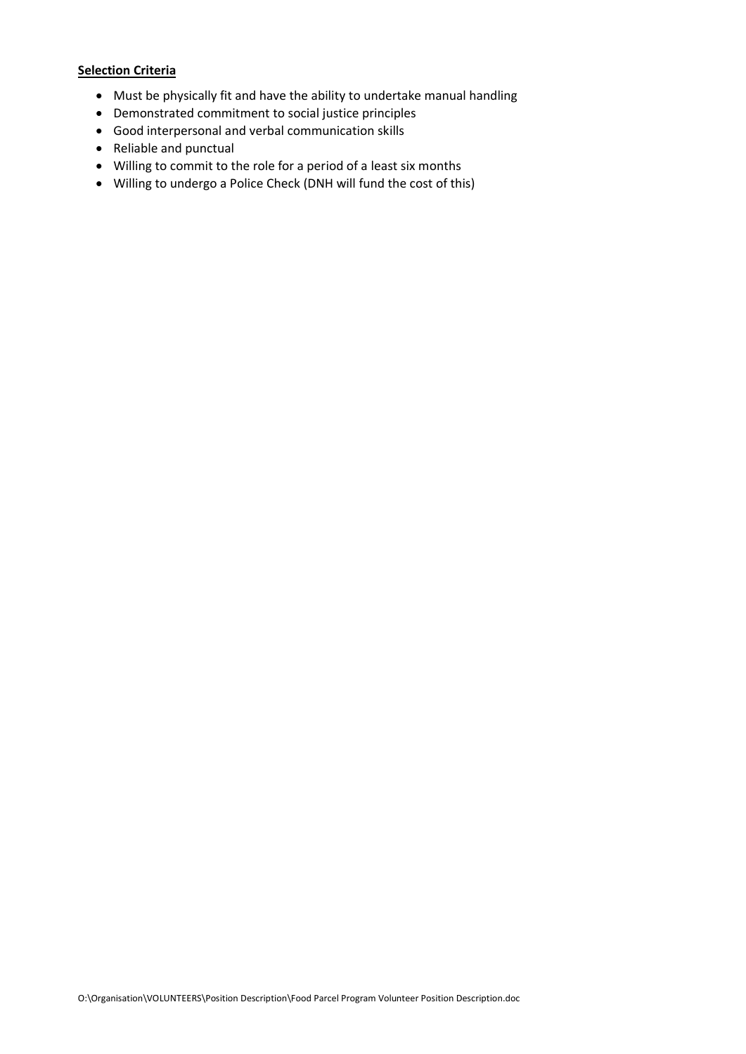**Selection Criteria**

- Must be physically fit and have the ability to undertake manual handling
- Demonstrated commitment to social justice principles
- Good interpersonal and verbal communication skills
- Reliable and punctual
- Willing to commit to the role for a period of a least six months
- Willing to undergo a Police Check (DNH will fund the cost of this)